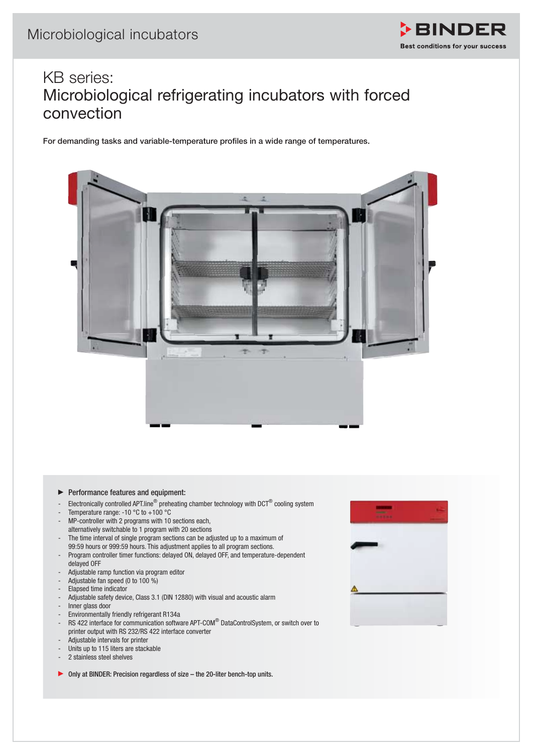Microbiological incubators

BINDER
Best conditions for your success

# KB series: Microbiological refrigerating incubators with forced convection

**For demanding tasks and variable-temperature profiles in a wide range of temperatures.**

▶ **Performance features and equipment:**

- Electronically controlled APT.line® preheating chamber technology with DCT® cooling system
- Temperature range: -10 °C to +100 °C
- MP-controller with 2 programs with 10 sections each, alternatively switchable to 1 program with 20 sections
- The time interval of single program sections can be adjusted up to a maximum of 99:59 hours or 999:59 hours. This adjustment applies to all program sections.
- Program controller timer functions: delayed ON, delayed OFF, and temperature-dependent delayed OFF
- Adjustable ramp function via program editor
- Adjustable fan speed (0 to 100 %)
- Elapsed time indicator
- Adjustable safety device, Class 3.1 (DIN 12880) with visual and acoustic alarm
- Inner glass door
- Environmentally friendly refrigerant R134a
- RS 422 interface for communication software APT-COM® DataControlSystem, or switch over to printer output with RS 232/RS 422 interface converter
- Adjustable intervals for printer
- Units up to 115 liters are stackable
- 2 stainless steel shelves

▶ **Only at BINDER: Precision regardless of size – the 20-liter bench-top units.**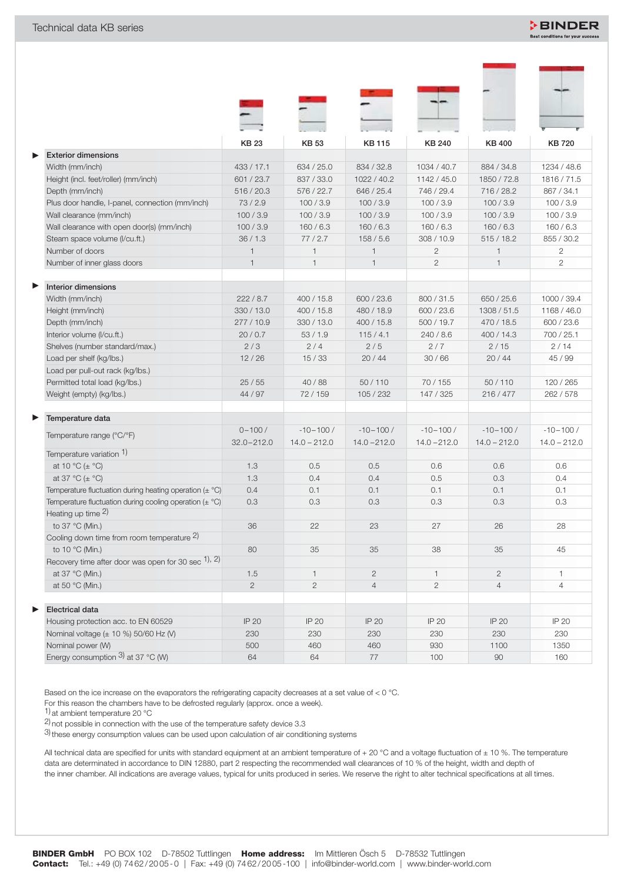# Technical data KB series

| | KB 23 | KB 53 | KB 115 | KB 240 | KB 400 | KB 720 |
|---|---|---|---|---|---|---|
| **Exterior dimensions** | | | | | | |
| Width (mm/inch) | 433 / 17.1 | 634 / 25.0 | 834 / 32.8 | 1034 / 40.7 | 884 / 34.8 | 1234 / 48.6 |
| Height (incl. feet/roller) (mm/inch) | 601 / 23.7 | 837 / 33.0 | 1022 / 40.2 | 1142 / 45.0 | 1850 / 72.8 | 1816 / 71.5 |
| Depth (mm/inch) | 516 / 20.3 | 576 / 22.7 | 646 / 25.4 | 746 / 29.4 | 716 / 28.2 | 867 / 34.1 |
| Plus door handle, I-panel, connection (mm/inch) | 73 / 2.9 | 100 / 3.9 | 100 / 3.9 | 100 / 3.9 | 100 / 3.9 | 100 / 3.9 |
| Wall clearance (mm/inch) | 100 / 3.9 | 100 / 3.9 | 100 / 3.9 | 100 / 3.9 | 100 / 3.9 | 100 / 3.9 |
| Wall clearance with open door(s) (mm/inch) | 100 / 3.9 | 160 / 6.3 | 160 / 6.3 | 160 / 6.3 | 160 / 6.3 | 160 / 6.3 |
| Steam space volume (l/cu.ft.) | 36 / 1.3 | 77 / 2.7 | 158 / 5.6 | 308 / 10.9 | 515 / 18.2 | 855 / 30.2 |
| Number of doors | 1 | 1 | 1 | 2 | 1 | 2 |
| Number of inner glass doors | 1 | 1 | 1 | 2 | 1 | 2 |
| **Interior dimensions** | | | | | | |
| Width (mm/inch) | 222 / 8.7 | 400 / 15.8 | 600 / 23.6 | 800 / 31.5 | 650 / 25.6 | 1000 / 39.4 |
| Height (mm/inch) | 330 / 13.0 | 400 / 15.8 | 480 / 18.9 | 600 / 23.6 | 1308 / 51.5 | 1168 / 46.0 |
| Depth (mm/inch) | 277 / 10.9 | 330 / 13.0 | 400 / 15.8 | 500 / 19.7 | 470 / 18.5 | 600 / 23.6 |
| Interior volume (l/cu.ft.) | 20 / 0.7 | 53 / 1.9 | 115 / 4.1 | 240 / 8.6 | 400 / 14.3 | 700 / 25.1 |
| Shelves (number standard/max.) | 2 / 3 | 2 / 4 | 2 / 5 | 2 / 7 | 2 / 15 | 2 / 14 |
| Load per shelf (kg/lbs.) | 12 / 26 | 15 / 33 | 20 / 44 | 30 / 66 | 20 / 44 | 45 / 99 |
| Load per pull-out rack (kg/lbs.) | | | | | | |
| Permitted total load (kg/lbs.) | 25 / 55 | 40 / 88 | 50 / 110 | 70 / 155 | 50 / 110 | 120 / 265 |
| Weight (empty) (kg/lbs.) | 44 / 97 | 72 / 159 | 105 / 232 | 147 / 325 | 216 / 477 | 262 / 578 |
| **Temperature data** | | | | | | |
| Temperature range (°C/°F) | 0–100 / 32.0–212.0 | -10–100 / 14.0 – 212.0 | -10–100 / 14.0 –212.0 | -10–100 / 14.0 –212.0 | -10–100 / 14.0 – 212.0 | -10–100 / 14.0 – 212.0 |
| Temperature variation [1] | | | | | | |
| at 10 °C (± °C) | 1.3 | 0.5 | 0.5 | 0.6 | 0.6 | 0.6 |
| at 37 °C (± °C) | 1.3 | 0.4 | 0.4 | 0.5 | 0.3 | 0.4 |
| Temperature fluctuation during heating operation (± °C) | 0.4 | 0.1 | 0.1 | 0.1 | 0.1 | 0.1 |
| Temperature fluctuation during cooling operation (± °C) | 0.3 | 0.3 | 0.3 | 0.3 | 0.3 | 0.3 |
| Heating up time [2] | | | | | | |
| to 37 °C (Min.) | 36 | 22 | 23 | 27 | 26 | 28 |
| Cooling down time from room temperature [2] | | | | | | |
| to 10 °C (Min.) | 80 | 35 | 35 | 38 | 35 | 45 |
| Recovery time after door was open for 30 sec [1), 2)] | | | | | | |
| at 37 °C (Min.) | 1.5 | 1 | 2 | 1 | 2 | 1 |
| at 50 °C (Min.) | 2 | 2 | 4 | 2 | 4 | 4 |
| **Electrical data** | | | | | | |
| Housing protection acc. to EN 60529 | IP 20 | IP 20 | IP 20 | IP 20 | IP 20 | IP 20 |
| Nominal voltage (± 10 %) 50/60 Hz (V) | 230 | 230 | 230 | 230 | 230 | 230 |
| Nominal power (W) | 500 | 460 | 460 | 930 | 1100 | 1350 |
| Energy consumption [3] at 37 °C (W) | 64 | 64 | 77 | 100 | 90 | 160 |

Based on the ice increase on the evaporators the refrigerating capacity decreases at a set value of < 0 °C.
For this reason the chambers have to be defrosted regularly (approx. once a week).

[1] at ambient temperature 20 °C

[2] not possible in connection with the use of the temperature safety device 3.3

[3] these energy consumption values can be used upon calculation of air conditioning systems

All technical data are specified for units with standard equipment at an ambient temperature of + 20 °C and a voltage fluctuation of ± 10 %. The temperature data are determinated in accordance to DIN 12880, part 2 respecting the recommended wall clearances of 10 % of the height, width and depth of the inner chamber. All indications are average values, typical for units produced in series. We reserve the right to alter technical specifications at all times.

**BINDER GmbH** PO BOX 102 D-78502 Tuttlingen **Home address:** Im Mittleren Ösch 5 D-78532 Tuttlingen
**Contact:** Tel.: +49 (0) 7462/2005-0 | Fax: +49 (0) 7462/2005-100 | info@binder-world.com | www.binder-world.com